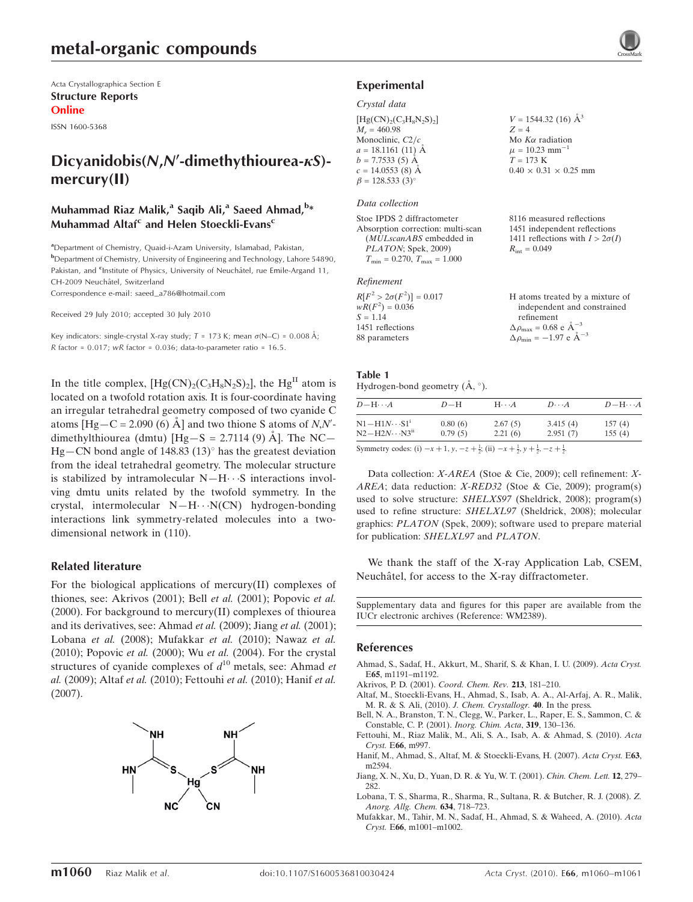Acta Crystallographica Section E
**Structure Reports**
**Online**

ISSN 1600-5368

# Dicyanidobis($N,N'$-dimethythiourea-$\kappa S$)-mercury(II)

**Muhammad Riaz Malik,[a] Saqib Ali,[a] Saeed Ahmad,[b]* Muhammad Altaf[c] and Helen Stoeckli-Evans[c]**

[a]Department of Chemistry, Quaid-i-Azam University, Islamabad, Pakistan, [b]Department of Chemistry, University of Engineering and Technology, Lahore 54890, Pakistan, and [c]Institute of Physics, University of Neuchâtel, rue Emile-Argand 11, CH-2009 Neuchâtel, Switzerland
Correspondence e-mail: saeed_a786@hotmail.com

Received 29 July 2010; accepted 30 July 2010

Key indicators: single-crystal X-ray study; $T$ = 173 K; mean $\sigma$(N–C) = 0.008 Å; $R$ factor = 0.017; $wR$ factor = 0.036; data-to-parameter ratio = 16.5.

In the title complex, $[Hg(CN)_2(C_3H_8N_2S)_2]$, the $Hg^{II}$ atom is located on a twofold rotation axis. It is four-coordinate having an irregular tetrahedral geometry composed of two cyanide C atoms [Hg—C = 2.090 (6) Å] and two thione S atoms of $N,N'$-dimethylthiourea (dmtu) [Hg—S = 2.7114 (9) Å]. The NC—Hg—CN bond angle of 148.83 (13)° has the greatest deviation from the ideal tetrahedral geometry. The molecular structure is stabilized by intramolecular N—H⋯S interactions involving dmtu units related by the twofold symmetry. In the crystal, intermolecular N—H⋯N(CN) hydrogen-bonding interactions link symmetry-related molecules into a two-dimensional network in (110).

## Related literature

For the biological applications of mercury(II) complexes of thiones, see: Akrivos (2001); Bell *et al.* (2001); Popovic *et al.* (2000). For background to mercury(II) complexes of thiourea and its derivatives, see: Ahmad *et al.* (2009); Jiang *et al.* (2001); Lobana *et al.* (2008); Mufakkar *et al.* (2010); Nawaz *et al.* (2010); Popovic *et al.* (2000); Wu *et al.* (2004). For the crystal structures of cyanide complexes of $d^{10}$ metals, see: Ahmad *et al.* (2009); Altaf *et al.* (2010); Fettouhi *et al.* (2010); Hanif *et al.* (2007).

## Experimental

### Crystal data

$[Hg(CN)_2(C_3H_8N_2S)_2]$
$M_r$ = 460.98
Monoclinic, $C2/c$
$a$ = 18.1161 (11) Å
$b$ = 7.7533 (5) Å
$c$ = 14.0553 (8) Å
$\beta$ = 128.533 (3)°
$V$ = 1544.32 (16) Å$^3$
$Z$ = 4
Mo $K\alpha$ radiation
$\mu$ = 10.23 mm$^{-1}$
$T$ = 173 K
0.40 × 0.31 × 0.25 mm

### Data collection

Stoe IPDS 2 diffractometer
Absorption correction: multi-scan (*MULscanABS* embedded in *PLATON*; Spek, 2009)
$T_{min}$ = 0.270, $T_{max}$ = 1.000
8116 measured reflections
1451 independent reflections
1411 reflections with $I > 2\sigma(I)$
$R_{int}$ = 0.049

### Refinement

$R[F^2 > 2\sigma(F^2)]$ = 0.017
$wR(F^2)$ = 0.036
$S$ = 1.14
1451 reflections
88 parameters
H atoms treated by a mixture of independent and constrained refinement
$\Delta\rho_{max}$ = 0.68 e Å$^{-3}$
$\Delta\rho_{min}$ = −1.97 e Å$^{-3}$

**Table 1**
Hydrogen-bond geometry (Å, °).

| $D$—H⋯$A$ | $D$—H | H⋯$A$ | $D$⋯$A$ | $D$—H⋯$A$ |
|---|---|---|---|---|
| N1—H1N⋯S1[i] | 0.80 (6) | 2.67 (5) | 3.415 (4) | 157 (4) |
| N2—H2N⋯N3[ii] | 0.79 (5) | 2.21 (6) | 2.951 (7) | 155 (4) |

Symmetry codes: (i) $-x+1, y, -z+\frac{1}{2}$; (ii) $-x+\frac{1}{2}, y+\frac{1}{2}, -z+\frac{1}{2}$.

Data collection: *X-AREA* (Stoe & Cie, 2009); cell refinement: *X-AREA*; data reduction: *X-RED32* (Stoe & Cie, 2009); program(s) used to solve structure: *SHELXS97* (Sheldrick, 2008); program(s) used to refine structure: *SHELXL97* (Sheldrick, 2008); molecular graphics: *PLATON* (Spek, 2009); software used to prepare material for publication: *SHELXL97* and *PLATON*.

We thank the staff of the X-ray Application Lab, CSEM, Neuchâtel, for access to the X-ray diffractometer.

Supplementary data and figures for this paper are available from the IUCr electronic archives (Reference: WM2389).

## References

Ahmad, S., Sadaf, H., Akkurt, M., Sharif, S. & Khan, I. U. (2009). *Acta Cryst.* E**65**, m1191–m1192.
Akrivos, P. D. (2001). *Coord. Chem. Rev.* **213**, 181–210.
Altaf, M., Stoeckli-Evans, H., Ahmad, S., Isab, A. A., Al-Arfaj, A. R., Malik, M. R. & S. Ali, (2010). *J. Chem. Crystallogr.* **40**. In the press.
Bell, N. A., Branston, T. N., Clegg, W., Parker, L., Raper, E. S., Sammon, C. & Constable, C. P. (2001). *Inorg. Chim. Acta*, **319**, 130–136.
Fettouhi, M., Riaz Malik, M., Ali, S. A., Isab, A. A. & Ahmad, S. (2010). *Acta Cryst.* E**66**, m997.
Hanif, M., Ahmad, S., Altaf, M. & Stoeckli-Evans, H. (2007). *Acta Cryst.* E**63**, m2594.
Jiang, X. N., Xu, D., Yuan, D. R. & Yu, W. T. (2001). *Chin. Chem. Lett.* **12**, 279–282.
Lobana, T. S., Sharma, R., Sharma, R., Sultana, R. & Butcher, R. J. (2008). *Z. Anorg. Allg. Chem.* **634**, 718–723.
Mufakkar, M., Tahir, M. N., Sadaf, H., Ahmad, S. & Waheed, A. (2010). *Acta Cryst.* E**66**, m1001–m1002.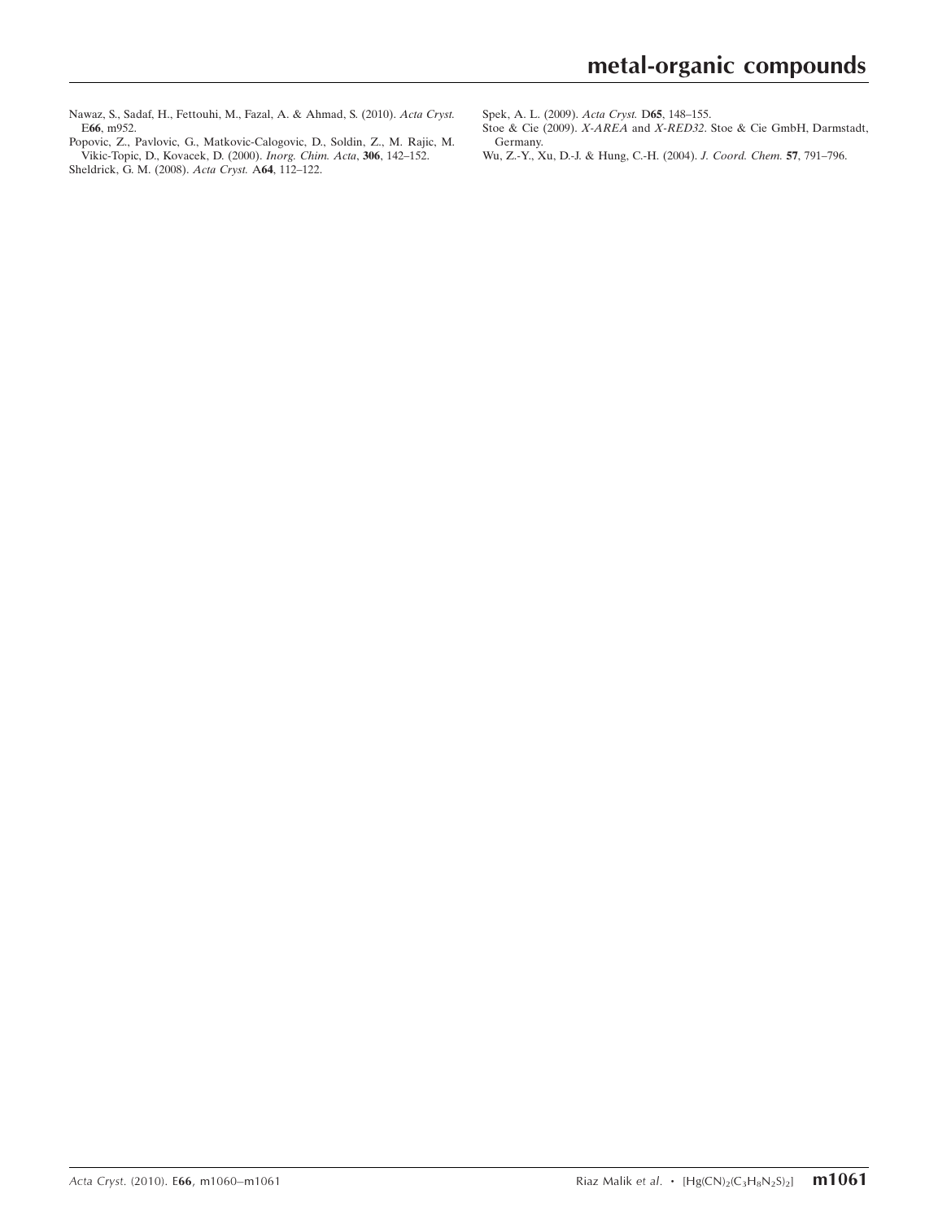Nawaz, S., Sadaf, H., Fettouhi, M., Fazal, A. & Ahmad, S. (2010). *Acta Cryst.* E**66**, m952.

Popovic, Z., Pavlovic, G., Matkovic-Calogovic, D., Soldin, Z., M. Rajic, M. Vikic-Topic, D., Kovacek, D. (2000). *Inorg. Chim. Acta*, **306**, 142–152.

Sheldrick, G. M. (2008). *Acta Cryst.* A**64**, 112–122.

Spek, A. L. (2009). *Acta Cryst.* D**65**, 148–155.

Stoe & Cie (2009). *X-AREA* and *X-RED32*. Stoe & Cie GmbH, Darmstadt, Germany.

Wu, Z.-Y., Xu, D.-J. & Hung, C.-H. (2004). *J. Coord. Chem.* **57**, 791–796.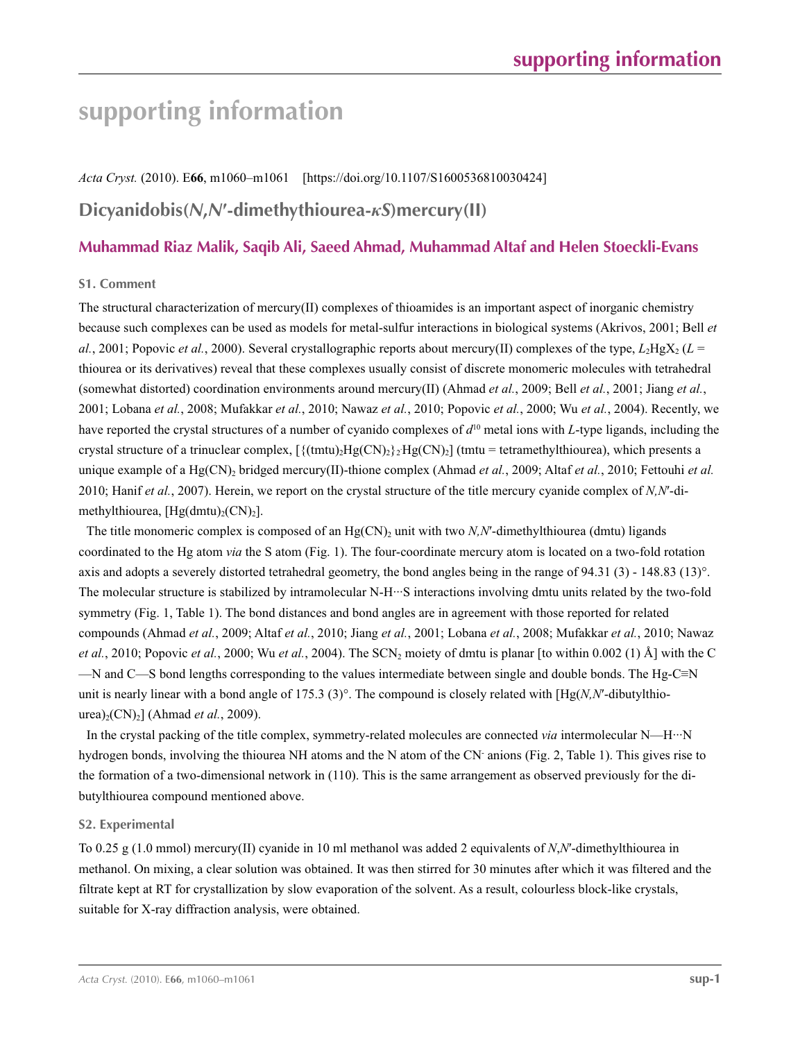# supporting information

*Acta Cryst.* (2010). E**66**, m1060–m1061 [https://doi.org/10.1107/S1600536810030424]

## Dicyanidobis(*N*,*N*′-dimethythiourea-*κS*)mercury(II)

### Muhammad Riaz Malik, Saqib Ali, Saeed Ahmad, Muhammad Altaf and Helen Stoeckli-Evans

#### S1. Comment

The structural characterization of mercury(II) complexes of thioamides is an important aspect of inorganic chemistry because such complexes can be used as models for metal-sulfur interactions in biological systems (Akrivos, 2001; Bell *et al.*, 2001; Popovic *et al.*, 2000). Several crystallographic reports about mercury(II) complexes of the type, $L_2HgX_2$ ($L$ = thiourea or its derivatives) reveal that these complexes usually consist of discrete monomeric molecules with tetrahedral (somewhat distorted) coordination environments around mercury(II) (Ahmad *et al.*, 2009; Bell *et al.*, 2001; Jiang *et al.*, 2001; Lobana *et al.*, 2008; Mufakkar *et al.*, 2010; Nawaz *et al.*, 2010; Popovic *et al.*, 2000; Wu *et al.*, 2004). Recently, we have reported the crystal structures of a number of cyanido complexes of $d^{10}$ metal ions with *L*-type ligands, including the crystal structure of a trinuclear complex, $[\{(tmtu)_2Hg(CN)_2\}_2Hg(CN)_2]$ (tmtu = tetramethylthiourea), which presents a unique example of a $Hg(CN)_2$ bridged mercury(II)-thione complex (Ahmad *et al.*, 2009; Altaf *et al.*, 2010; Fettouhi *et al.* 2010; Hanif *et al.*, 2007). Herein, we report on the crystal structure of the title mercury cyanide complex of *N,N*′-dimethylthiourea, $[Hg(dmtu)_2(CN)_2]$.

The title monomeric complex is composed of an $Hg(CN)_2$ unit with two *N,N*′-dimethylthiourea (dmtu) ligands coordinated to the Hg atom *via* the S atom (Fig. 1). The four-coordinate mercury atom is located on a two-fold rotation axis and adopts a severely distorted tetrahedral geometry, the bond angles being in the range of 94.31 (3) - 148.83 (13)°. The molecular structure is stabilized by intramolecular N-H···S interactions involving dmtu units related by the two-fold symmetry (Fig. 1, Table 1). The bond distances and bond angles are in agreement with those reported for related compounds (Ahmad *et al.*, 2009; Altaf *et al.*, 2010; Jiang *et al.*, 2001; Lobana *et al.*, 2008; Mufakkar *et al.*, 2010; Nawaz *et al.*, 2010; Popovic *et al.*, 2000; Wu *et al.*, 2004). The $SCN_2$ moiety of dmtu is planar [to within 0.002 (1) Å] with the C—N and C—S bond lengths corresponding to the values intermediate between single and double bonds. The Hg-C≡N unit is nearly linear with a bond angle of 175.3 (3)°. The compound is closely related with $[Hg(N,N'\text{-dibutylthiourea})_2(CN)_2]$ (Ahmad *et al.*, 2009).

In the crystal packing of the title complex, symmetry-related molecules are connected *via* intermolecular N—H···N hydrogen bonds, involving the thiourea NH atoms and the N atom of the $CN^-$ anions (Fig. 2, Table 1). This gives rise to the formation of a two-dimensional network in (110). This is the same arrangement as observed previously for the dibutylthiourea compound mentioned above.

#### S2. Experimental

To 0.25 g (1.0 mmol) mercury(II) cyanide in 10 ml methanol was added 2 equivalents of *N*,*N*′-dimethylthiourea in methanol. On mixing, a clear solution was obtained. It was then stirred for 30 minutes after which it was filtered and the filtrate kept at RT for crystallization by slow evaporation of the solvent. As a result, colourless block-like crystals, suitable for X-ray diffraction analysis, were obtained.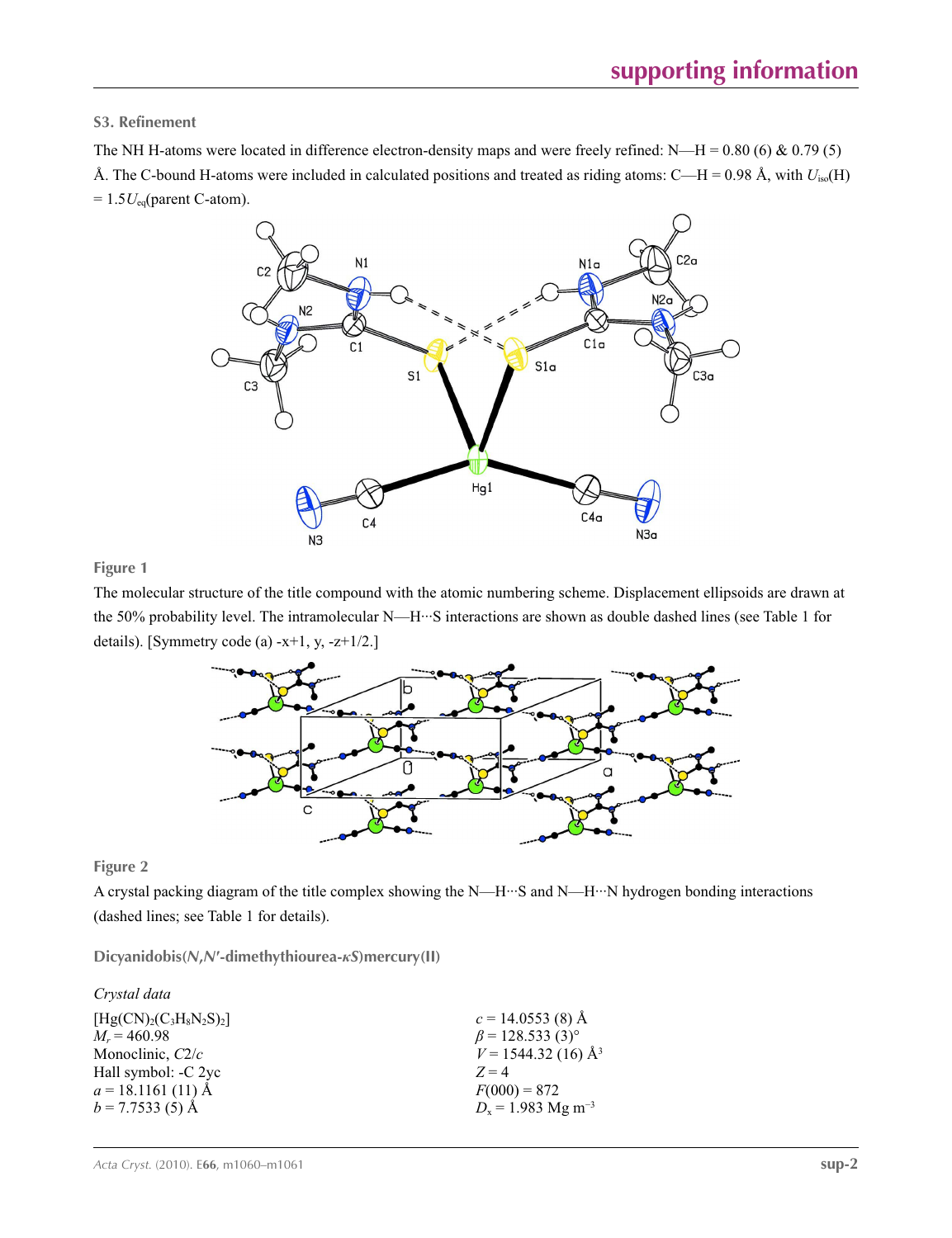### S3. Refinement

The NH H-atoms were located in difference electron-density maps and were freely refined: N—H = 0.80 (6) & 0.79 (5) Å. The C-bound H-atoms were included in calculated positions and treated as riding atoms: C—H = 0.98 Å, with $U_{iso}$(H) = 1.5$U_{eq}$(parent C-atom).

**Figure 1**

The molecular structure of the title compound with the atomic numbering scheme. Displacement ellipsoids are drawn at the 50% probability level. The intramolecular N—H···S interactions are shown as double dashed lines (see Table 1 for details). [Symmetry code (a) -x+1, y, -z+1/2.]

**Figure 2**

A crystal packing diagram of the title complex showing the N—H···S and N—H···N hydrogen bonding interactions (dashed lines; see Table 1 for details).

### Dicyanidobis(*N*,*N*′-dimethythiourea-*κS*)mercury(II)

*Crystal data*

$[Hg(CN)_2(C_3H_8N_2S)_2]$
$M_r$ = 460.98
Monoclinic, *C*2/*c*
Hall symbol: -C 2yc
*a* = 18.1161 (11) Å
*b* = 7.7533 (5) Å
*c* = 14.0553 (8) Å
*β* = 128.533 (3)°
*V* = 1544.32 (16) Å$^3$
*Z* = 4
*F*(000) = 872
$D_x$ = 1.983 Mg m$^{-3}$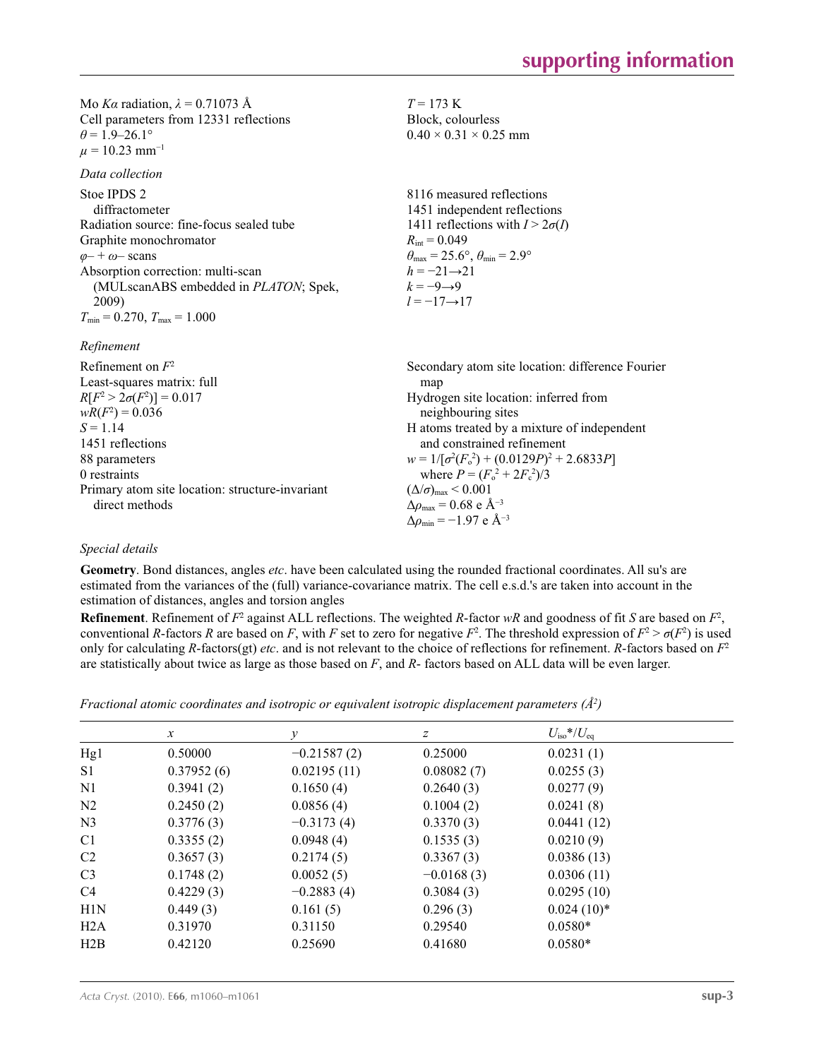Mo $K\alpha$ radiation, $\lambda = 0.71073$ Å
Cell parameters from 12331 reflections
$\theta = 1.9$–$26.1°$
$\mu = 10.23$ mm$^{-1}$

$T = 173$ K
Block, colourless
$0.40 \times 0.31 \times 0.25$ mm

*Data collection*

Stoe IPDS 2
diffractometer
Radiation source: fine-focus sealed tube
Graphite monochromator
$\varphi$– + $\omega$– scans
Absorption correction: multi-scan
(MULscanABS embedded in *PLATON*; Spek, 2009)
$T_{min} = 0.270$, $T_{max} = 1.000$

8116 measured reflections
1451 independent reflections
1411 reflections with $I > 2\sigma(I)$
$R_{int} = 0.049$
$\theta_{max} = 25.6°$, $\theta_{min} = 2.9°$
$h = -21 \rightarrow 21$
$k = -9 \rightarrow 9$
$l = -17 \rightarrow 17$

*Refinement*

Refinement on $F^2$
Least-squares matrix: full
$R[F^2 > 2\sigma(F^2)] = 0.017$
$wR(F^2) = 0.036$
$S = 1.14$
1451 reflections
88 parameters
0 restraints
Primary atom site location: structure-invariant direct methods

Secondary atom site location: difference Fourier map
Hydrogen site location: inferred from neighbouring sites
H atoms treated by a mixture of independent and constrained refinement
$w = 1/[\sigma^2(F_o^2) + (0.0129P)^2 + 2.6833P]$
where $P = (F_o^2 + 2F_c^2)/3$
$(\Delta/\sigma)_{max} < 0.001$
$\Delta\rho_{max} = 0.68$ e Å$^{-3}$
$\Delta\rho_{min} = -1.97$ e Å$^{-3}$

*Special details*

**Geometry**. Bond distances, angles *etc*. have been calculated using the rounded fractional coordinates. All su's are estimated from the variances of the (full) variance-covariance matrix. The cell e.s.d.'s are taken into account in the estimation of distances, angles and torsion angles

**Refinement**. Refinement of $F^2$ against ALL reflections. The weighted $R$-factor $wR$ and goodness of fit $S$ are based on $F^2$, conventional $R$-factors $R$ are based on $F$, with $F$ set to zero for negative $F^2$. The threshold expression of $F^2 > \sigma(F^2)$ is used only for calculating $R$-factors(gt) *etc*. and is not relevant to the choice of reflections for refinement. $R$-factors based on $F^2$ are statistically about twice as large as those based on $F$, and $R$- factors based on ALL data will be even larger.

*Fractional atomic coordinates and isotropic or equivalent isotropic displacement parameters (Å$^2$)*

| | $x$ | $y$ | $z$ | $U_{iso}$*/$U_{eq}$ |
|---|---|---|---|---|
| Hg1 | 0.50000 | −0.21587 (2) | 0.25000 | 0.0231 (1) |
| S1 | 0.37952 (6) | 0.02195 (11) | 0.08082 (7) | 0.0255 (3) |
| N1 | 0.3941 (2) | 0.1650 (4) | 0.2640 (3) | 0.0277 (9) |
| N2 | 0.2450 (2) | 0.0856 (4) | 0.1004 (2) | 0.0241 (8) |
| N3 | 0.3776 (3) | −0.3173 (4) | 0.3370 (3) | 0.0441 (12) |
| C1 | 0.3355 (2) | 0.0948 (4) | 0.1535 (3) | 0.0210 (9) |
| C2 | 0.3657 (3) | 0.2174 (5) | 0.3367 (3) | 0.0386 (13) |
| C3 | 0.1748 (2) | 0.0052 (5) | −0.0168 (3) | 0.0306 (11) |
| C4 | 0.4229 (3) | −0.2883 (4) | 0.3084 (3) | 0.0295 (10) |
| H1N | 0.449 (3) | 0.161 (5) | 0.296 (3) | 0.024 (10)* |
| H2A | 0.31970 | 0.31150 | 0.29540 | 0.0580* |
| H2B | 0.42120 | 0.25690 | 0.41680 | 0.0580* |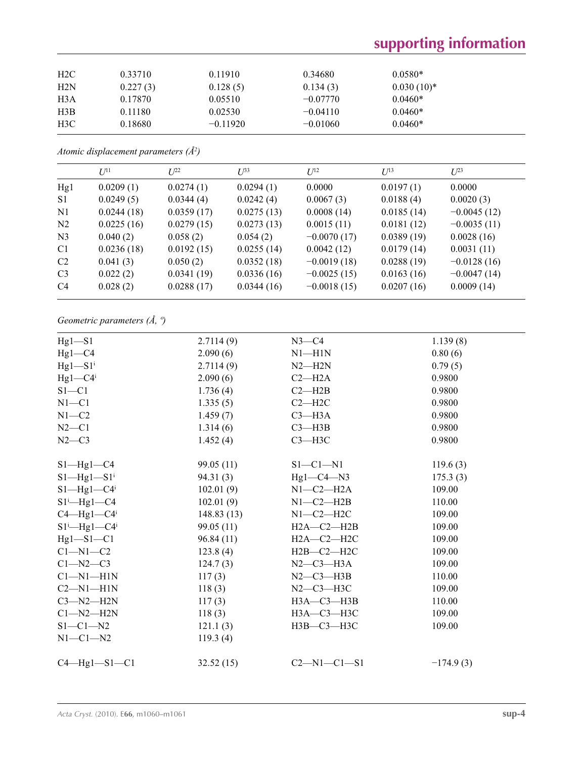| | | | | |
|---|---|---|---|---|
| H2C | 0.33710 | 0.11910 | 0.34680 | 0.0580* |
| H2N | 0.227 (3) | 0.128 (5) | 0.134 (3) | 0.030 (10)* |
| H3A | 0.17870 | 0.05510 | −0.07770 | 0.0460* |
| H3B | 0.11180 | 0.02530 | −0.04110 | 0.0460* |
| H3C | 0.18680 | −0.11920 | −0.01060 | 0.0460* |

*Atomic displacement parameters (Å²)*

| | $U^{11}$ | $U^{22}$ | $U^{33}$ | $U^{12}$ | $U^{13}$ | $U^{23}$ |
|---|---|---|---|---|---|---|
| Hg1 | 0.0209 (1) | 0.0274 (1) | 0.0294 (1) | 0.0000 | 0.0197 (1) | 0.0000 |
| S1 | 0.0249 (5) | 0.0344 (4) | 0.0242 (4) | 0.0067 (3) | 0.0188 (4) | 0.0020 (3) |
| N1 | 0.0244 (18) | 0.0359 (17) | 0.0275 (13) | 0.0008 (14) | 0.0185 (14) | −0.0045 (12) |
| N2 | 0.0225 (16) | 0.0279 (15) | 0.0273 (13) | 0.0015 (11) | 0.0181 (12) | −0.0035 (11) |
| N3 | 0.040 (2) | 0.058 (2) | 0.054 (2) | −0.0070 (17) | 0.0389 (19) | 0.0028 (16) |
| C1 | 0.0236 (18) | 0.0192 (15) | 0.0255 (14) | 0.0042 (12) | 0.0179 (14) | 0.0031 (11) |
| C2 | 0.041 (3) | 0.050 (2) | 0.0352 (18) | −0.0019 (18) | 0.0288 (19) | −0.0128 (16) |
| C3 | 0.022 (2) | 0.0341 (19) | 0.0336 (16) | −0.0025 (15) | 0.0163 (16) | −0.0047 (14) |
| C4 | 0.028 (2) | 0.0288 (17) | 0.0344 (16) | −0.0018 (15) | 0.0207 (16) | 0.0009 (14) |

*Geometric parameters (Å, º)*

| | | | |
|---|---|---|---|
| Hg1—S1 | 2.7114 (9) | N3—C4 | 1.139 (8) |
| Hg1—C4 | 2.090 (6) | N1—H1N | 0.80 (6) |
| Hg1—S1ⁱ | 2.7114 (9) | N2—H2N | 0.79 (5) |
| Hg1—C4ⁱ | 2.090 (6) | C2—H2A | 0.9800 |
| S1—C1 | 1.736 (4) | C2—H2B | 0.9800 |
| N1—C1 | 1.335 (5) | C2—H2C | 0.9800 |
| N1—C2 | 1.459 (7) | C3—H3A | 0.9800 |
| N2—C1 | 1.314 (6) | C3—H3B | 0.9800 |
| N2—C3 | 1.452 (4) | C3—H3C | 0.9800 |
| | | | |
| S1—Hg1—C4 | 99.05 (11) | S1—C1—N1 | 119.6 (3) |
| S1—Hg1—S1ⁱ | 94.31 (3) | Hg1—C4—N3 | 175.3 (3) |
| S1—Hg1—C4ⁱ | 102.01 (9) | N1—C2—H2A | 109.00 |
| S1ⁱ—Hg1—C4 | 102.01 (9) | N1—C2—H2B | 110.00 |
| C4—Hg1—C4ⁱ | 148.83 (13) | N1—C2—H2C | 109.00 |
| S1ⁱ—Hg1—C4ⁱ | 99.05 (11) | H2A—C2—H2B | 109.00 |
| Hg1—S1—C1 | 96.84 (11) | H2A—C2—H2C | 109.00 |
| C1—N1—C2 | 123.8 (4) | H2B—C2—H2C | 109.00 |
| C1—N2—C3 | 124.7 (3) | N2—C3—H3A | 109.00 |
| C1—N1—H1N | 117 (3) | N2—C3—H3B | 110.00 |
| C2—N1—H1N | 118 (3) | N2—C3—H3C | 109.00 |
| C3—N2—H2N | 117 (3) | H3A—C3—H3B | 110.00 |
| C1—N2—H2N | 118 (3) | H3A—C3—H3C | 109.00 |
| S1—C1—N2 | 121.1 (3) | H3B—C3—H3C | 109.00 |
| N1—C1—N2 | 119.3 (4) | | |
| | | | |
| C4—Hg1—S1—C1 | 32.52 (15) | C2—N1—C1—S1 | −174.9 (3) |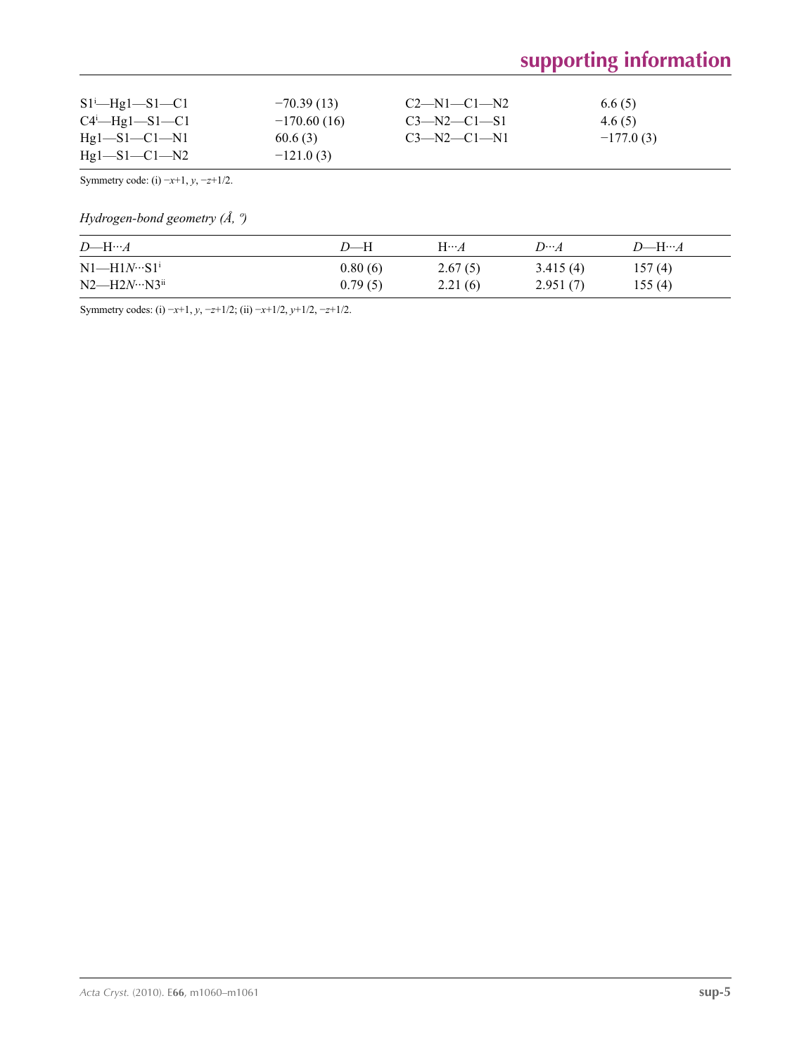| | | | |
|---|---|---|---|
| S1$^{i}$—Hg1—S1—C1 | −70.39 (13) | C2—N1—C1—N2 | 6.6 (5) |
| C4$^{i}$—Hg1—S1—C1 | −170.60 (16) | C3—N2—C1—S1 | 4.6 (5) |
| Hg1—S1—C1—N1 | 60.6 (3) | C3—N2—C1—N1 | −177.0 (3) |
| Hg1—S1—C1—N2 | −121.0 (3) | | |

Symmetry code: (i) −*x*+1, *y*, −*z*+1/2.

*Hydrogen-bond geometry (Å, º)*

| *D*—H···*A* | *D*—H | H···*A* | *D*···*A* | *D*—H···*A* |
|---|---|---|---|---|
| N1—H1*N*···S1$^{i}$ | 0.80 (6) | 2.67 (5) | 3.415 (4) | 157 (4) |
| N2—H2*N*···N3$^{ii}$ | 0.79 (5) | 2.21 (6) | 2.951 (7) | 155 (4) |

Symmetry codes: (i) −*x*+1, *y*, −*z*+1/2; (ii) −*x*+1/2, *y*+1/2, −*z*+1/2.